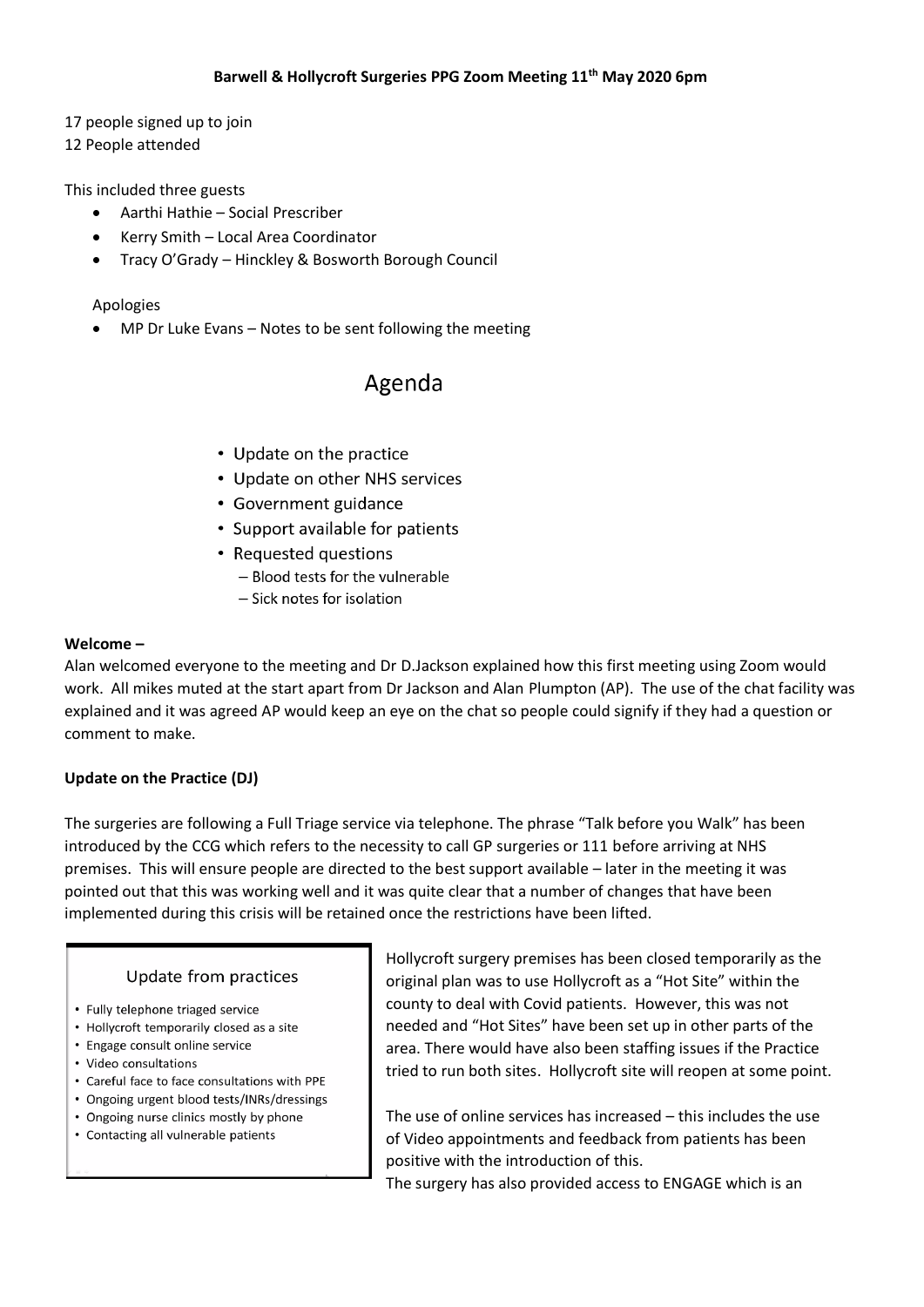**Barwell & Hollycroft Surgeries PPG Zoom Meeting 11th May 2020 6pm**

17 people signed up to join
12 People attended

This included three guests

- Aarthi Hathie – Social Prescriber
- Kerry Smith – Local Area Coordinator
- Tracy O'Grady – Hinckley & Bosworth Borough Council

Apologies

- MP Dr Luke Evans – Notes to be sent following the meeting

# Agenda

- Update on the practice
- Update on other NHS services
- Government guidance
- Support available for patients
- Requested questions
  - Blood tests for the vulnerable
  - Sick notes for isolation

**Welcome –**

Alan welcomed everyone to the meeting and Dr D.Jackson explained how this first meeting using Zoom would work. All mikes muted at the start apart from Dr Jackson and Alan Plumpton (AP). The use of the chat facility was explained and it was agreed AP would keep an eye on the chat so people could signify if they had a question or comment to make.

**Update on the Practice (DJ)**

The surgeries are following a Full Triage service via telephone. The phrase "Talk before you Walk" has been introduced by the CCG which refers to the necessity to call GP surgeries or 111 before arriving at NHS premises. This will ensure people are directed to the best support available – later in the meeting it was pointed out that this was working well and it was quite clear that a number of changes that have been implemented during this crisis will be retained once the restrictions have been lifted.

Update from practices

- Fully telephone triaged service
- Hollycroft temporarily closed as a site
- Engage consult online service
- Video consultations
- Careful face to face consultations with PPE
- Ongoing urgent blood tests/INRs/dressings
- Ongoing nurse clinics mostly by phone
- Contacting all vulnerable patients

Hollycroft surgery premises has been closed temporarily as the original plan was to use Hollycroft as a "Hot Site" within the county to deal with Covid patients. However, this was not needed and "Hot Sites" have been set up in other parts of the area. There would have also been staffing issues if the Practice tried to run both sites. Hollycroft site will reopen at some point.

The use of online services has increased – this includes the use of Video appointments and feedback from patients has been positive with the introduction of this.

The surgery has also provided access to ENGAGE which is an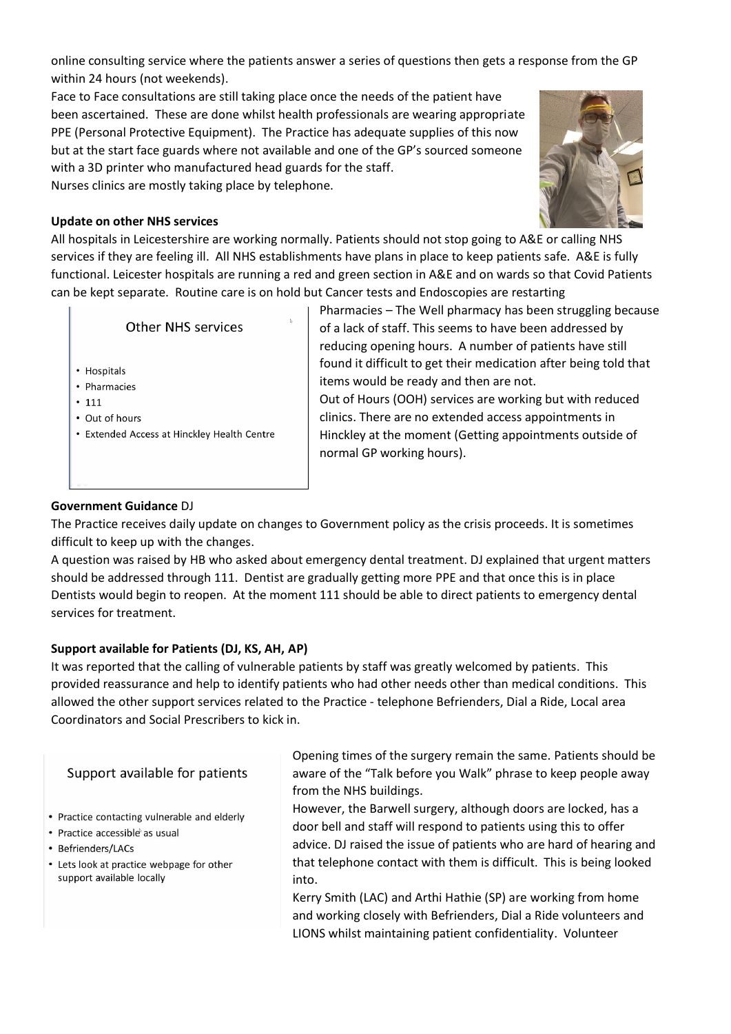online consulting service where the patients answer a series of questions then gets a response from the GP within 24 hours (not weekends).

Face to Face consultations are still taking place once the needs of the patient have been ascertained. These are done whilst health professionals are wearing appropriate PPE (Personal Protective Equipment). The Practice has adequate supplies of this now but at the start face guards where not available and one of the GP's sourced someone with a 3D printer who manufactured head guards for the staff.

Nurses clinics are mostly taking place by telephone.

**Update on other NHS services**

All hospitals in Leicestershire are working normally. Patients should not stop going to A&E or calling NHS services if they are feeling ill. All NHS establishments have plans in place to keep patients safe. A&E is fully functional. Leicester hospitals are running a red and green section in A&E and on wards so that Covid Patients can be kept separate. Routine care is on hold but Cancer tests and Endoscopies are restarting

Other NHS services

- Hospitals
- Pharmacies
- 111
- Out of hours
- Extended Access at Hinckley Health Centre

Pharmacies – The Well pharmacy has been struggling because of a lack of staff. This seems to have been addressed by reducing opening hours. A number of patients have still found it difficult to get their medication after being told that items would be ready and then are not.

Out of Hours (OOH) services are working but with reduced clinics. There are no extended access appointments in Hinckley at the moment (Getting appointments outside of normal GP working hours).

**Government Guidance** DJ

The Practice receives daily update on changes to Government policy as the crisis proceeds. It is sometimes difficult to keep up with the changes.

A question was raised by HB who asked about emergency dental treatment. DJ explained that urgent matters should be addressed through 111. Dentist are gradually getting more PPE and that once this is in place Dentists would begin to reopen. At the moment 111 should be able to direct patients to emergency dental services for treatment.

**Support available for Patients (DJ, KS, AH, AP)**

It was reported that the calling of vulnerable patients by staff was greatly welcomed by patients. This provided reassurance and help to identify patients who had other needs other than medical conditions. This allowed the other support services related to the Practice - telephone Befrienders, Dial a Ride, Local area Coordinators and Social Prescribers to kick in.

Support available for patients

- Practice contacting vulnerable and elderly
- Practice accessible as usual
- Befrienders/LACs
- Lets look at practice webpage for other support available locally

Opening times of the surgery remain the same. Patients should be aware of the "Talk before you Walk" phrase to keep people away from the NHS buildings.

However, the Barwell surgery, although doors are locked, has a door bell and staff will respond to patients using this to offer advice. DJ raised the issue of patients who are hard of hearing and that telephone contact with them is difficult. This is being looked into.

Kerry Smith (LAC) and Arthi Hathie (SP) are working from home and working closely with Befrienders, Dial a Ride volunteers and LIONS whilst maintaining patient confidentiality. Volunteer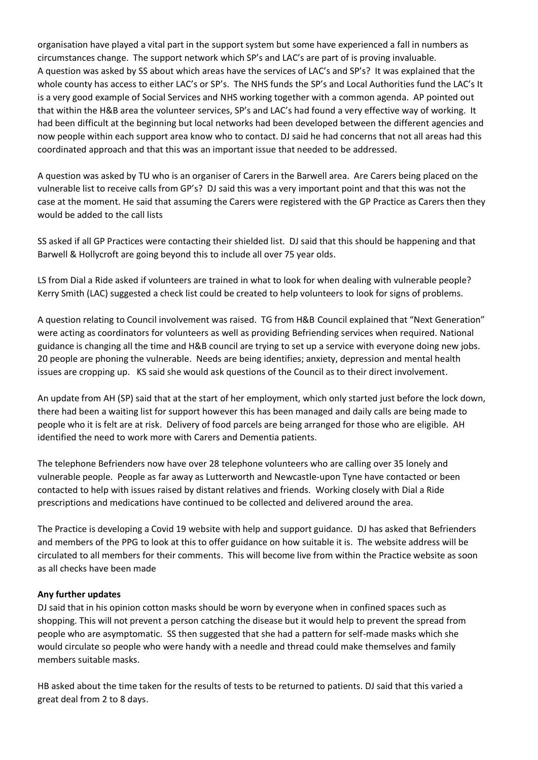organisation have played a vital part in the support system but some have experienced a fall in numbers as circumstances change. The support network which SP's and LAC's are part of is proving invaluable. A question was asked by SS about which areas have the services of LAC's and SP's? It was explained that the whole county has access to either LAC's or SP's. The NHS funds the SP's and Local Authorities fund the LAC's It is a very good example of Social Services and NHS working together with a common agenda. AP pointed out that within the H&B area the volunteer services, SP's and LAC's had found a very effective way of working. It had been difficult at the beginning but local networks had been developed between the different agencies and now people within each support area know who to contact. DJ said he had concerns that not all areas had this coordinated approach and that this was an important issue that needed to be addressed.

A question was asked by TU who is an organiser of Carers in the Barwell area. Are Carers being placed on the vulnerable list to receive calls from GP's? DJ said this was a very important point and that this was not the case at the moment. He said that assuming the Carers were registered with the GP Practice as Carers then they would be added to the call lists

SS asked if all GP Practices were contacting their shielded list. DJ said that this should be happening and that Barwell & Hollycroft are going beyond this to include all over 75 year olds.

LS from Dial a Ride asked if volunteers are trained in what to look for when dealing with vulnerable people? Kerry Smith (LAC) suggested a check list could be created to help volunteers to look for signs of problems.

A question relating to Council involvement was raised. TG from H&B Council explained that "Next Generation" were acting as coordinators for volunteers as well as providing Befriending services when required. National guidance is changing all the time and H&B council are trying to set up a service with everyone doing new jobs. 20 people are phoning the vulnerable. Needs are being identifies; anxiety, depression and mental health issues are cropping up. KS said she would ask questions of the Council as to their direct involvement.

An update from AH (SP) said that at the start of her employment, which only started just before the lock down, there had been a waiting list for support however this has been managed and daily calls are being made to people who it is felt are at risk. Delivery of food parcels are being arranged for those who are eligible. AH identified the need to work more with Carers and Dementia patients.

The telephone Befrienders now have over 28 telephone volunteers who are calling over 35 lonely and vulnerable people. People as far away as Lutterworth and Newcastle-upon Tyne have contacted or been contacted to help with issues raised by distant relatives and friends. Working closely with Dial a Ride prescriptions and medications have continued to be collected and delivered around the area.

The Practice is developing a Covid 19 website with help and support guidance. DJ has asked that Befrienders and members of the PPG to look at this to offer guidance on how suitable it is. The website address will be circulated to all members for their comments. This will become live from within the Practice website as soon as all checks have been made

**Any further updates**

DJ said that in his opinion cotton masks should be worn by everyone when in confined spaces such as shopping. This will not prevent a person catching the disease but it would help to prevent the spread from people who are asymptomatic. SS then suggested that she had a pattern for self-made masks which she would circulate so people who were handy with a needle and thread could make themselves and family members suitable masks.

HB asked about the time taken for the results of tests to be returned to patients. DJ said that this varied a great deal from 2 to 8 days.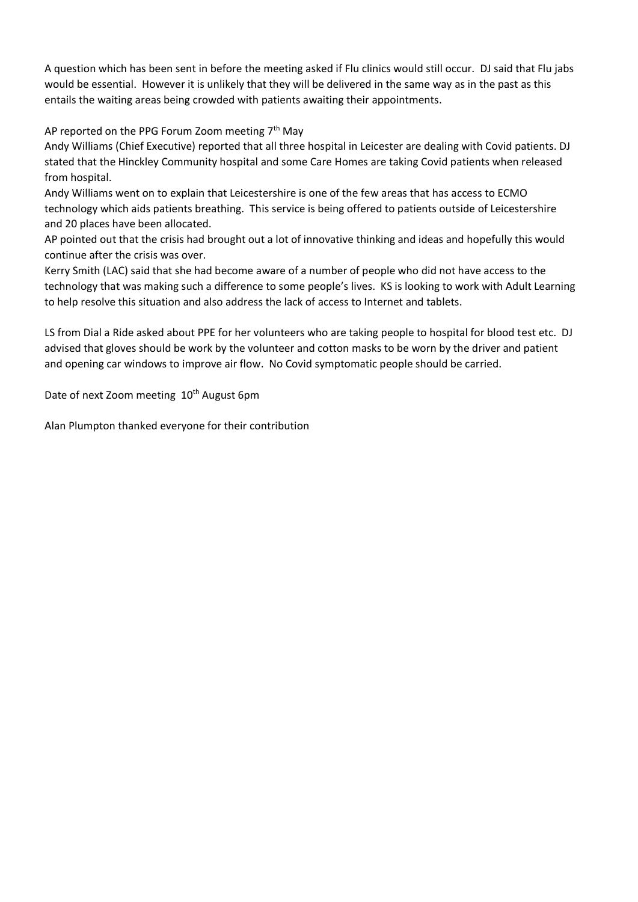A question which has been sent in before the meeting asked if Flu clinics would still occur. DJ said that Flu jabs would be essential. However it is unlikely that they will be delivered in the same way as in the past as this entails the waiting areas being crowded with patients awaiting their appointments.

AP reported on the PPG Forum Zoom meeting 7th May

Andy Williams (Chief Executive) reported that all three hospital in Leicester are dealing with Covid patients. DJ stated that the Hinckley Community hospital and some Care Homes are taking Covid patients when released from hospital.

Andy Williams went on to explain that Leicestershire is one of the few areas that has access to ECMO technology which aids patients breathing. This service is being offered to patients outside of Leicestershire and 20 places have been allocated.

AP pointed out that the crisis had brought out a lot of innovative thinking and ideas and hopefully this would continue after the crisis was over.

Kerry Smith (LAC) said that she had become aware of a number of people who did not have access to the technology that was making such a difference to some people's lives. KS is looking to work with Adult Learning to help resolve this situation and also address the lack of access to Internet and tablets.

LS from Dial a Ride asked about PPE for her volunteers who are taking people to hospital for blood test etc. DJ advised that gloves should be work by the volunteer and cotton masks to be worn by the driver and patient and opening car windows to improve air flow. No Covid symptomatic people should be carried.

Date of next Zoom meeting 10th August 6pm

Alan Plumpton thanked everyone for their contribution